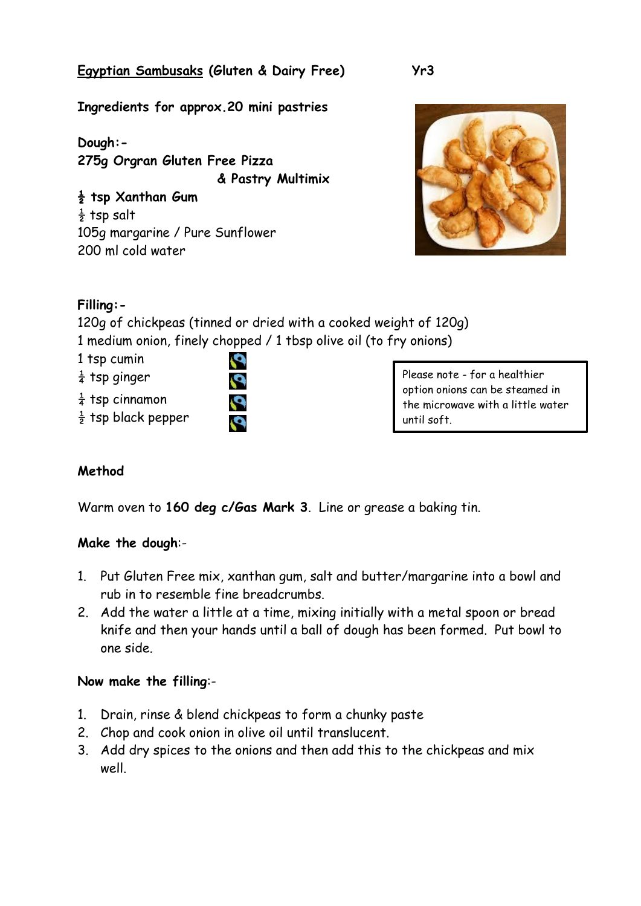# Egyptian Sambusaks (Gluten & Dairy Free) Yr3

**Ingredients for approx.20 mini pastries**

**Dough:-**

**275g Orgran Gluten Free Pizza & Pastry Multimix**
**½ tsp Xanthan Gum**
½ tsp salt
105g margarine / Pure Sunflower
200 ml cold water

**Filling:-**

120g of chickpeas (tinned or dried with a cooked weight of 120g)
1 medium onion, finely chopped / 1 tbsp olive oil (to fry onions)
1 tsp cumin
¼ tsp ginger
¼ tsp cinnamon
½ tsp black pepper

> Please note - for a healthier option onions can be steamed in the microwave with a little water until soft.

**Method**

Warm oven to **160 deg c/Gas Mark 3**. Line or grease a baking tin.

**Make the dough**:-

1. Put Gluten Free mix, xanthan gum, salt and butter/margarine into a bowl and rub in to resemble fine breadcrumbs.
2. Add the water a little at a time, mixing initially with a metal spoon or bread knife and then your hands until a ball of dough has been formed. Put bowl to one side.

**Now make the filling**:-

1. Drain, rinse & blend chickpeas to form a chunky paste
2. Chop and cook onion in olive oil until translucent.
3. Add dry spices to the onions and then add this to the chickpeas and mix well.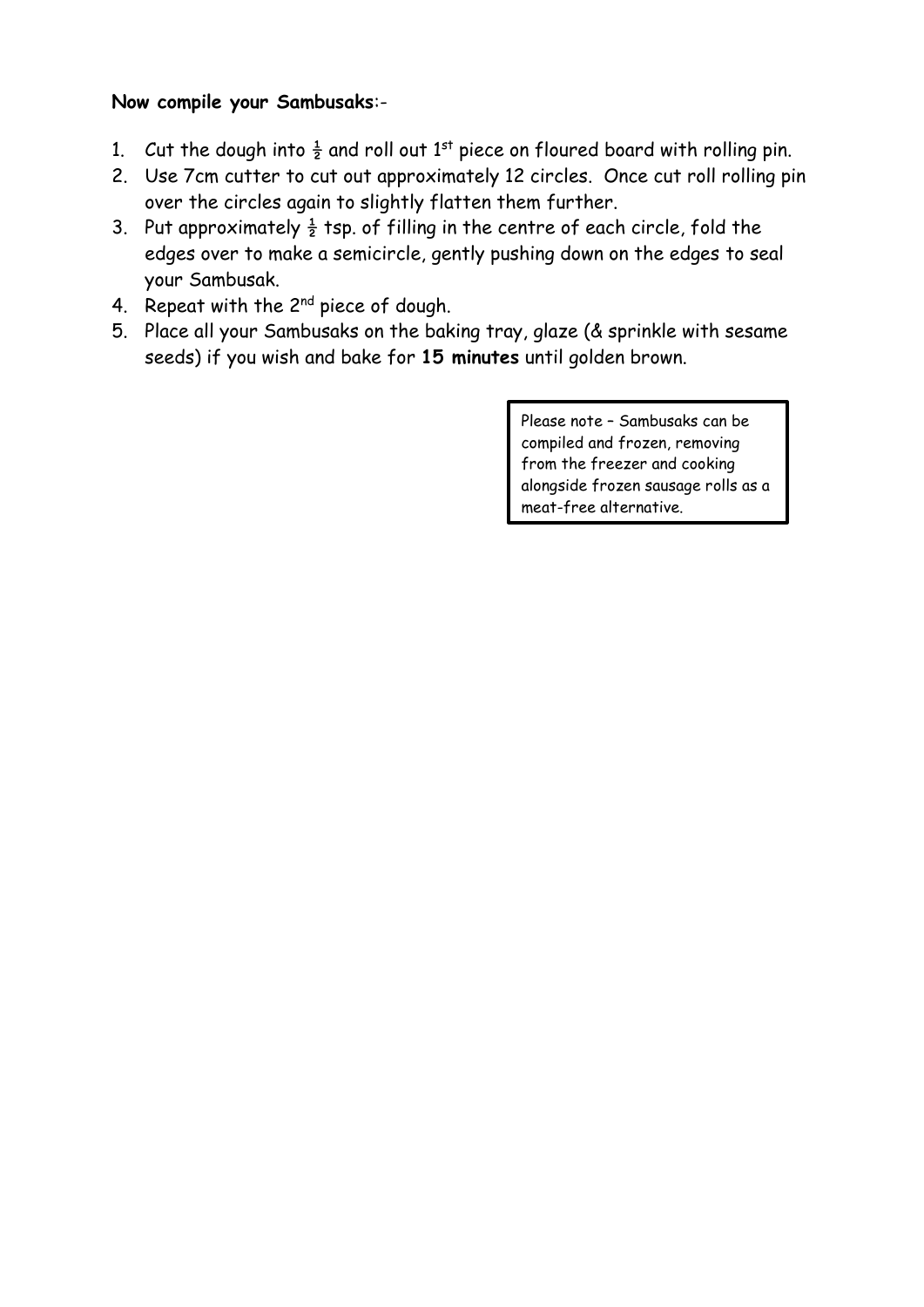**Now compile your Sambusaks**:-

1. Cut the dough into ½ and roll out 1st piece on floured board with rolling pin.
2. Use 7cm cutter to cut out approximately 12 circles. Once cut roll rolling pin over the circles again to slightly flatten them further.
3. Put approximately ½ tsp. of filling in the centre of each circle, fold the edges over to make a semicircle, gently pushing down on the edges to seal your Sambusak.
4. Repeat with the 2nd piece of dough.
5. Place all your Sambusaks on the baking tray, glaze (& sprinkle with sesame seeds) if you wish and bake for **15 minutes** until golden brown.

> Please note – Sambusaks can be compiled and frozen, removing from the freezer and cooking alongside frozen sausage rolls as a meat-free alternative.